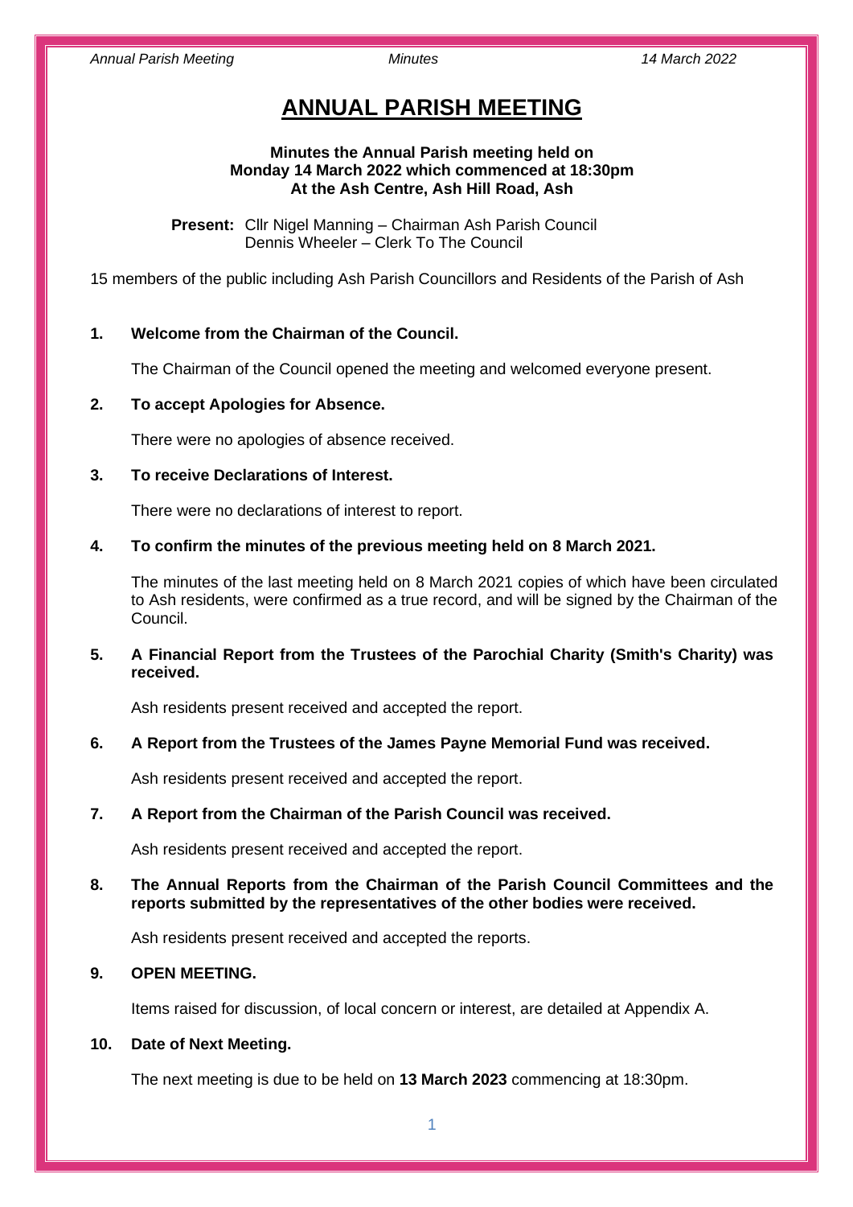# ANNUAL PARISH MEETING

**Minutes the Annual Parish meeting held on Monday 14 March 2022 which commenced at 18:30pm At the Ash Centre, Ash Hill Road, Ash**

**Present:** Cllr Nigel Manning – Chairman Ash Parish Council
Dennis Wheeler – Clerk To The Council

15 members of the public including Ash Parish Councillors and Residents of the Parish of Ash

**1. Welcome from the Chairman of the Council.**

The Chairman of the Council opened the meeting and welcomed everyone present.

**2. To accept Apologies for Absence.**

There were no apologies of absence received.

**3. To receive Declarations of Interest.**

There were no declarations of interest to report.

**4. To confirm the minutes of the previous meeting held on 8 March 2021.**

The minutes of the last meeting held on 8 March 2021 copies of which have been circulated to Ash residents, were confirmed as a true record, and will be signed by the Chairman of the Council.

**5. A Financial Report from the Trustees of the Parochial Charity (Smith's Charity) was received.**

Ash residents present received and accepted the report.

**6. A Report from the Trustees of the James Payne Memorial Fund was received.**

Ash residents present received and accepted the report.

**7. A Report from the Chairman of the Parish Council was received.**

Ash residents present received and accepted the report.

**8. The Annual Reports from the Chairman of the Parish Council Committees and the reports submitted by the representatives of the other bodies were received.**

Ash residents present received and accepted the reports.

**9. OPEN MEETING.**

Items raised for discussion, of local concern or interest, are detailed at Appendix A.

**10. Date of Next Meeting.**

The next meeting is due to be held on **13 March 2023** commencing at 18:30pm.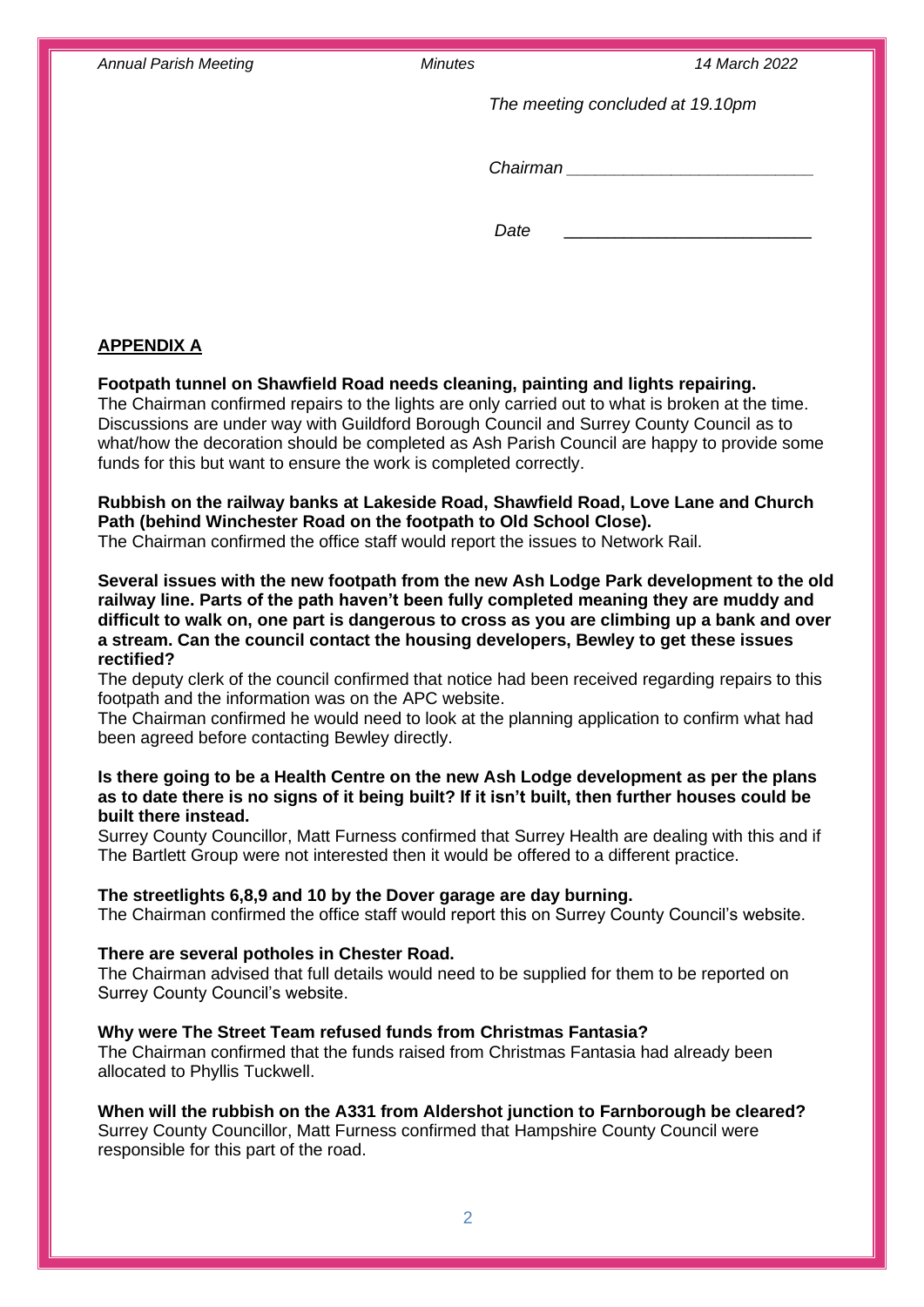*The meeting concluded at 19.10pm*

*Chairman* ___________________________

*Date* ___________________________

## APPENDIX A

**Footpath tunnel on Shawfield Road needs cleaning, painting and lights repairing.**
The Chairman confirmed repairs to the lights are only carried out to what is broken at the time. Discussions are under way with Guildford Borough Council and Surrey County Council as to what/how the decoration should be completed as Ash Parish Council are happy to provide some funds for this but want to ensure the work is completed correctly.

**Rubbish on the railway banks at Lakeside Road, Shawfield Road, Love Lane and Church Path (behind Winchester Road on the footpath to Old School Close).**
The Chairman confirmed the office staff would report the issues to Network Rail.

**Several issues with the new footpath from the new Ash Lodge Park development to the old railway line. Parts of the path haven't been fully completed meaning they are muddy and difficult to walk on, one part is dangerous to cross as you are climbing up a bank and over a stream. Can the council contact the housing developers, Bewley to get these issues rectified?**
The deputy clerk of the council confirmed that notice had been received regarding repairs to this footpath and the information was on the APC website.
The Chairman confirmed he would need to look at the planning application to confirm what had been agreed before contacting Bewley directly.

**Is there going to be a Health Centre on the new Ash Lodge development as per the plans as to date there is no signs of it being built? If it isn't built, then further houses could be built there instead.**
Surrey County Councillor, Matt Furness confirmed that Surrey Health are dealing with this and if The Bartlett Group were not interested then it would be offered to a different practice.

**The streetlights 6,8,9 and 10 by the Dover garage are day burning.**
The Chairman confirmed the office staff would report this on Surrey County Council's website.

**There are several potholes in Chester Road.**
The Chairman advised that full details would need to be supplied for them to be reported on Surrey County Council's website.

**Why were The Street Team refused funds from Christmas Fantasia?**
The Chairman confirmed that the funds raised from Christmas Fantasia had already been allocated to Phyllis Tuckwell.

**When will the rubbish on the A331 from Aldershot junction to Farnborough be cleared?**
Surrey County Councillor, Matt Furness confirmed that Hampshire County Council were responsible for this part of the road.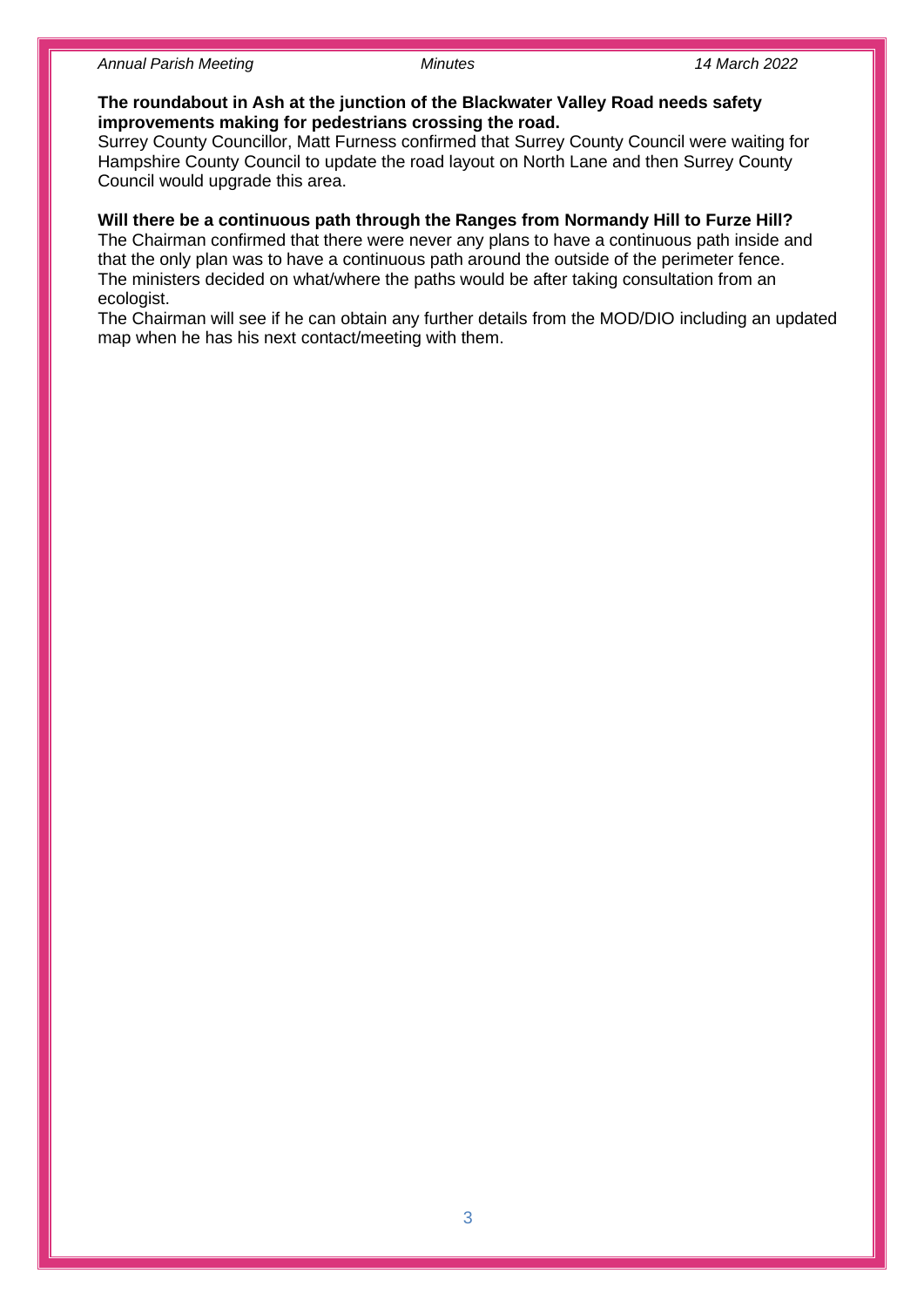**The roundabout in Ash at the junction of the Blackwater Valley Road needs safety improvements making for pedestrians crossing the road.**

Surrey County Councillor, Matt Furness confirmed that Surrey County Council were waiting for Hampshire County Council to update the road layout on North Lane and then Surrey County Council would upgrade this area.

**Will there be a continuous path through the Ranges from Normandy Hill to Furze Hill?**

The Chairman confirmed that there were never any plans to have a continuous path inside and that the only plan was to have a continuous path around the outside of the perimeter fence. The ministers decided on what/where the paths would be after taking consultation from an ecologist.

The Chairman will see if he can obtain any further details from the MOD/DIO including an updated map when he has his next contact/meeting with them.